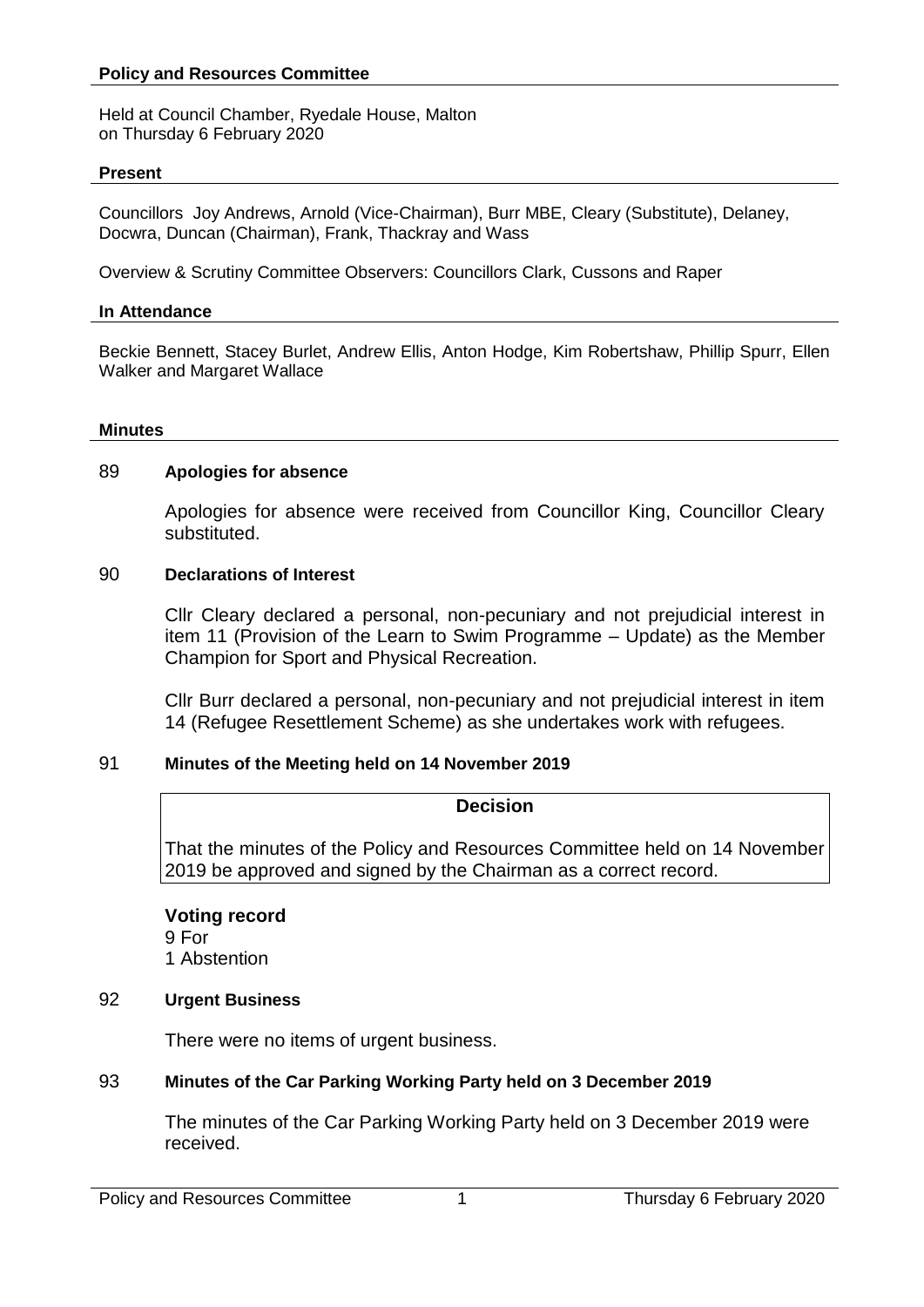## Policy and Resources Committee

Held at Council Chamber, Ryedale House, Malton
on Thursday 6 February 2020

### Present

Councillors Joy Andrews, Arnold (Vice-Chairman), Burr MBE, Cleary (Substitute), Delaney, Docwra, Duncan (Chairman), Frank, Thackray and Wass

Overview & Scrutiny Committee Observers: Councillors Clark, Cussons and Raper

### In Attendance

Beckie Bennett, Stacey Burlet, Andrew Ellis, Anton Hodge, Kim Robertshaw, Phillip Spurr, Ellen Walker and Margaret Wallace

### Minutes

**89 Apologies for absence**

Apologies for absence were received from Councillor King, Councillor Cleary substituted.

**90 Declarations of Interest**

Cllr Cleary declared a personal, non-pecuniary and not prejudicial interest in item 11 (Provision of the Learn to Swim Programme – Update) as the Member Champion for Sport and Physical Recreation.

Cllr Burr declared a personal, non-pecuniary and not prejudicial interest in item 14 (Refugee Resettlement Scheme) as she undertakes work with refugees.

**91 Minutes of the Meeting held on 14 November 2019**

**Decision**

That the minutes of the Policy and Resources Committee held on 14 November 2019 be approved and signed by the Chairman as a correct record.

**Voting record**
9 For
1 Abstention

**92 Urgent Business**

There were no items of urgent business.

**93 Minutes of the Car Parking Working Party held on 3 December 2019**

The minutes of the Car Parking Working Party held on 3 December 2019 were received.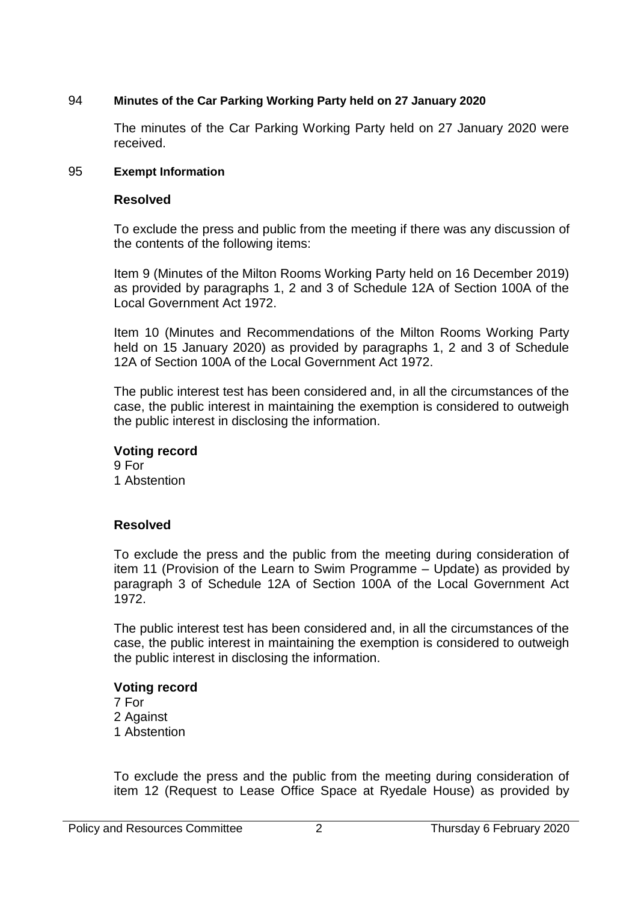94 **Minutes of the Car Parking Working Party held on 27 January 2020**

The minutes of the Car Parking Working Party held on 27 January 2020 were received.

95 **Exempt Information**

**Resolved**

To exclude the press and public from the meeting if there was any discussion of the contents of the following items:

Item 9 (Minutes of the Milton Rooms Working Party held on 16 December 2019) as provided by paragraphs 1, 2 and 3 of Schedule 12A of Section 100A of the Local Government Act 1972.

Item 10 (Minutes and Recommendations of the Milton Rooms Working Party held on 15 January 2020) as provided by paragraphs 1, 2 and 3 of Schedule 12A of Section 100A of the Local Government Act 1972.

The public interest test has been considered and, in all the circumstances of the case, the public interest in maintaining the exemption is considered to outweigh the public interest in disclosing the information.

**Voting record**
9 For
1 Abstention

**Resolved**

To exclude the press and the public from the meeting during consideration of item 11 (Provision of the Learn to Swim Programme – Update) as provided by paragraph 3 of Schedule 12A of Section 100A of the Local Government Act 1972.

The public interest test has been considered and, in all the circumstances of the case, the public interest in maintaining the exemption is considered to outweigh the public interest in disclosing the information.

**Voting record**
7 For
2 Against
1 Abstention

To exclude the press and the public from the meeting during consideration of item 12 (Request to Lease Office Space at Ryedale House) as provided by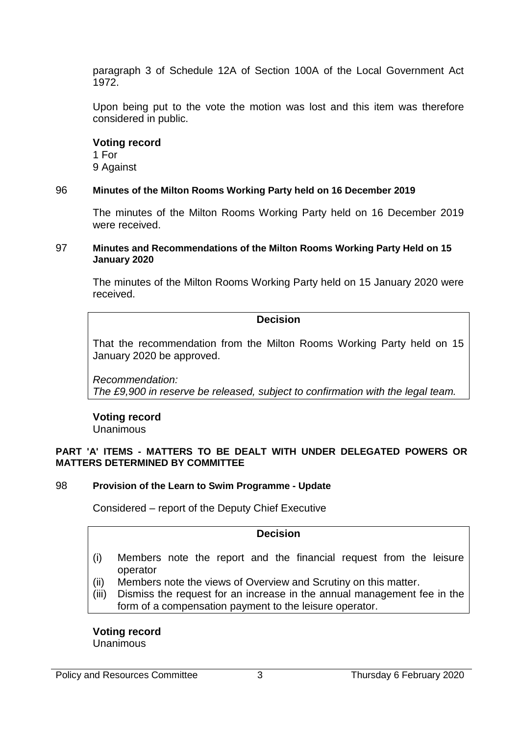paragraph 3 of Schedule 12A of Section 100A of the Local Government Act 1972.

Upon being put to the vote the motion was lost and this item was therefore considered in public.

**Voting record**
1 For
9 Against

### 96 Minutes of the Milton Rooms Working Party held on 16 December 2019

The minutes of the Milton Rooms Working Party held on 16 December 2019 were received.

### 97 Minutes and Recommendations of the Milton Rooms Working Party Held on 15 January 2020

The minutes of the Milton Rooms Working Party held on 15 January 2020 were received.

**Decision**

That the recommendation from the Milton Rooms Working Party held on 15 January 2020 be approved.

*Recommendation:*
*The £9,900 in reserve be released, subject to confirmation with the legal team.*

**Voting record**
Unanimous

**PART 'A' ITEMS - MATTERS TO BE DEALT WITH UNDER DELEGATED POWERS OR MATTERS DETERMINED BY COMMITTEE**

### 98 Provision of the Learn to Swim Programme - Update

Considered – report of the Deputy Chief Executive

**Decision**

(i) Members note the report and the financial request from the leisure operator
(ii) Members note the views of Overview and Scrutiny on this matter.
(iii) Dismiss the request for an increase in the annual management fee in the form of a compensation payment to the leisure operator.

**Voting record**
Unanimous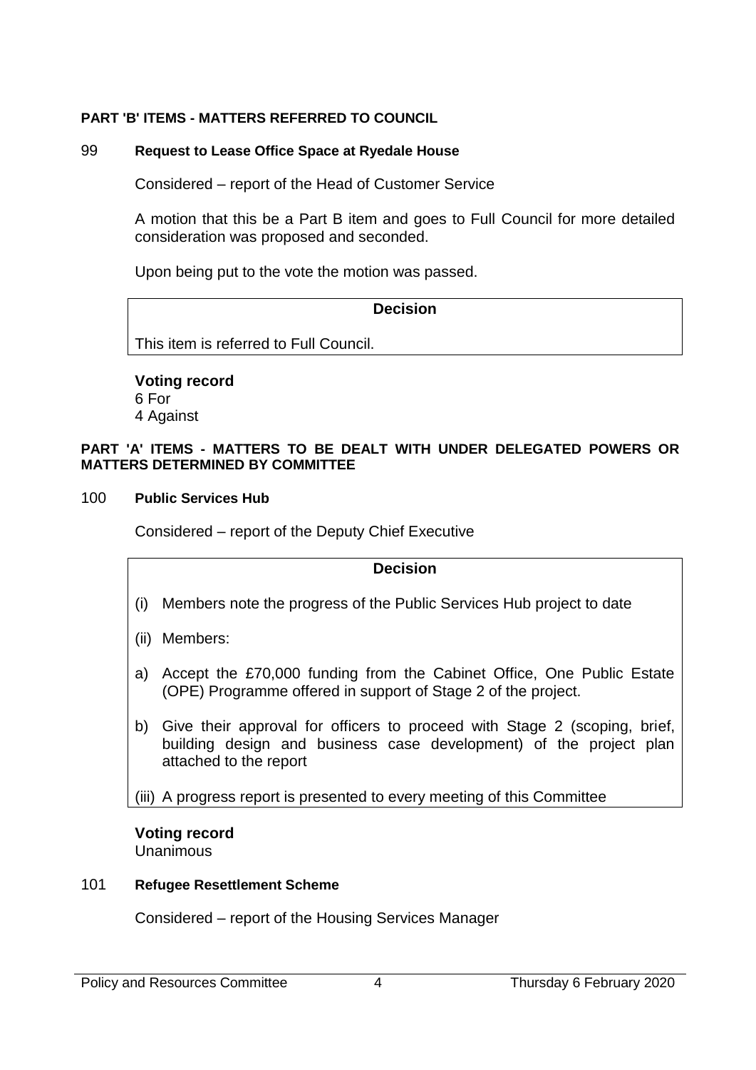**PART 'B' ITEMS - MATTERS REFERRED TO COUNCIL**

99 **Request to Lease Office Space at Ryedale House**

Considered – report of the Head of Customer Service

A motion that this be a Part B item and goes to Full Council for more detailed consideration was proposed and seconded.

Upon being put to the vote the motion was passed.

**Decision**

This item is referred to Full Council.

**Voting record**
6 For
4 Against

**PART 'A' ITEMS - MATTERS TO BE DEALT WITH UNDER DELEGATED POWERS OR MATTERS DETERMINED BY COMMITTEE**

100 **Public Services Hub**

Considered – report of the Deputy Chief Executive

**Decision**

(i) Members note the progress of the Public Services Hub project to date

(ii) Members:

a) Accept the £70,000 funding from the Cabinet Office, One Public Estate (OPE) Programme offered in support of Stage 2 of the project.

b) Give their approval for officers to proceed with Stage 2 (scoping, brief, building design and business case development) of the project plan attached to the report

(iii) A progress report is presented to every meeting of this Committee

**Voting record**
Unanimous

101 **Refugee Resettlement Scheme**

Considered – report of the Housing Services Manager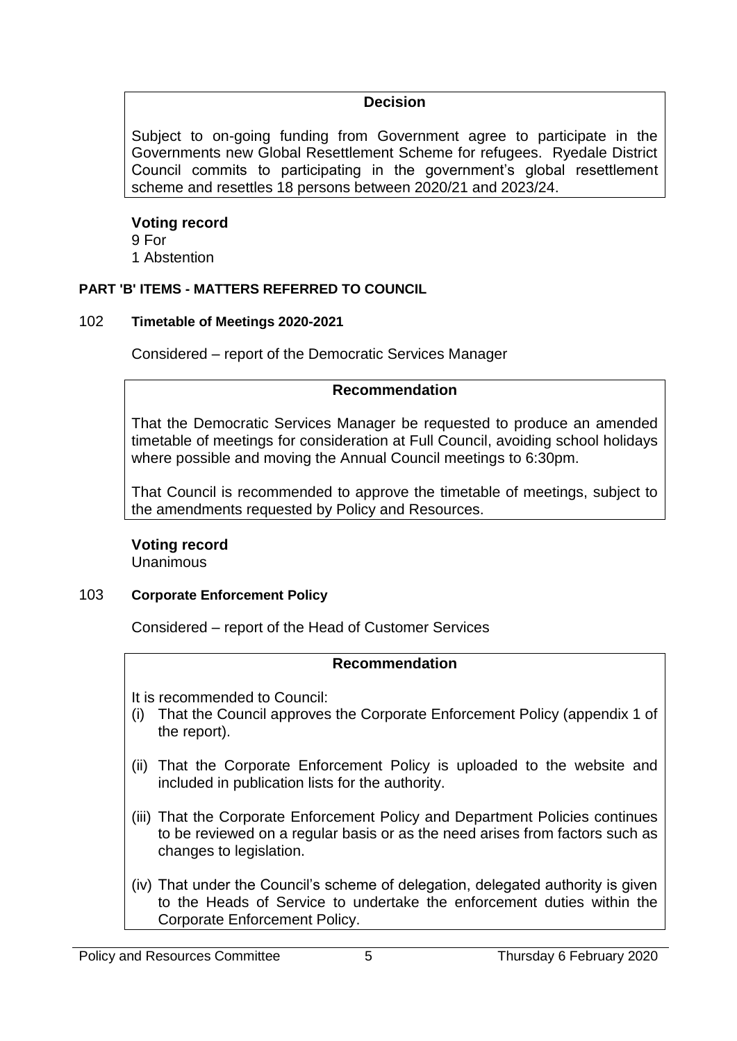**Decision**

Subject to on-going funding from Government agree to participate in the Governments new Global Resettlement Scheme for refugees. Ryedale District Council commits to participating in the government's global resettlement scheme and resettles 18 persons between 2020/21 and 2023/24.

**Voting record**
9 For
1 Abstention

**PART 'B' ITEMS - MATTERS REFERRED TO COUNCIL**

### 102 Timetable of Meetings 2020-2021

Considered – report of the Democratic Services Manager

**Recommendation**

That the Democratic Services Manager be requested to produce an amended timetable of meetings for consideration at Full Council, avoiding school holidays where possible and moving the Annual Council meetings to 6:30pm.

That Council is recommended to approve the timetable of meetings, subject to the amendments requested by Policy and Resources.

**Voting record**
Unanimous

### 103 Corporate Enforcement Policy

Considered – report of the Head of Customer Services

**Recommendation**

It is recommended to Council:

(i) That the Council approves the Corporate Enforcement Policy (appendix 1 of the report).

(ii) That the Corporate Enforcement Policy is uploaded to the website and included in publication lists for the authority.

(iii) That the Corporate Enforcement Policy and Department Policies continues to be reviewed on a regular basis or as the need arises from factors such as changes to legislation.

(iv) That under the Council's scheme of delegation, delegated authority is given to the Heads of Service to undertake the enforcement duties within the Corporate Enforcement Policy.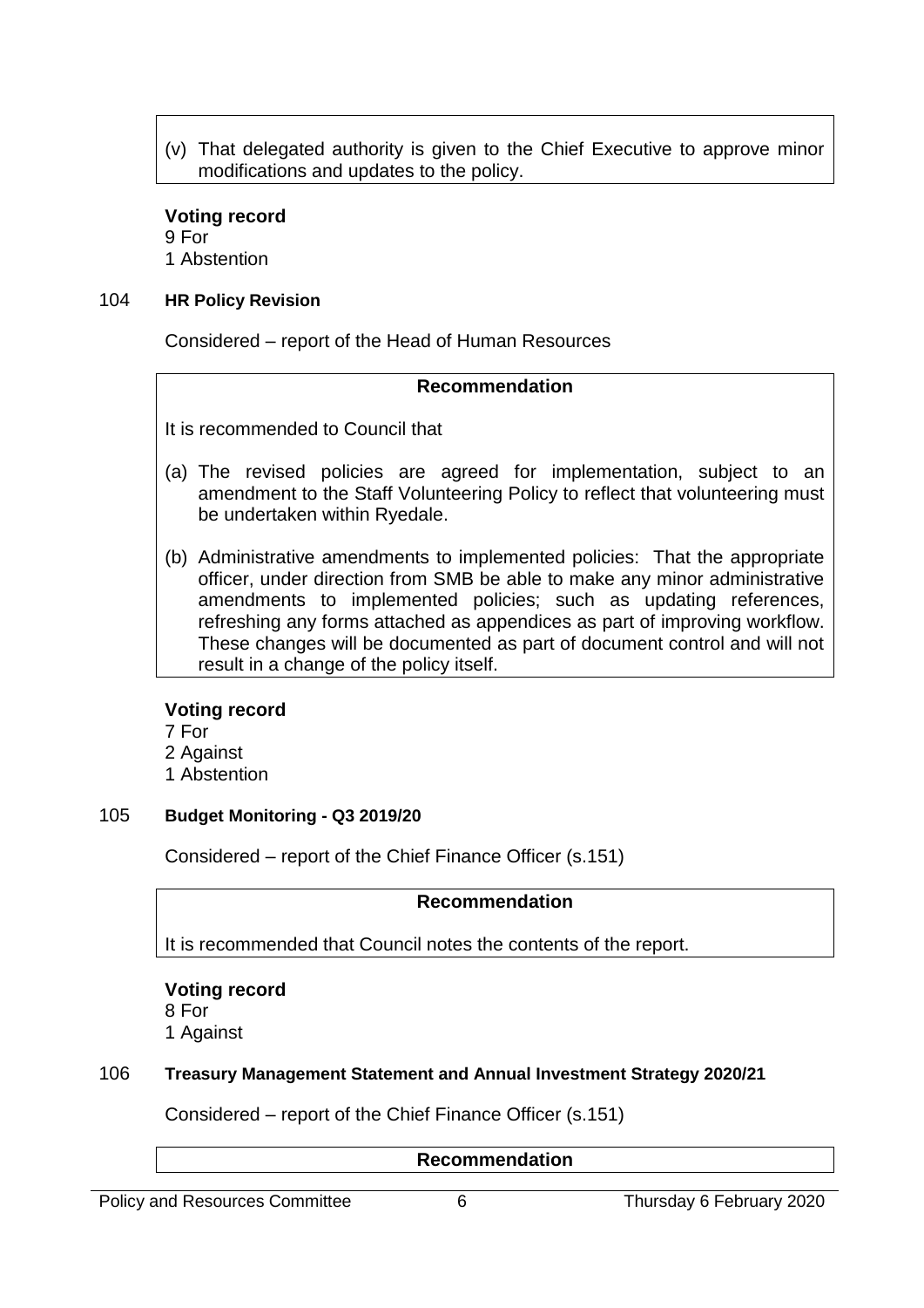(v) That delegated authority is given to the Chief Executive to approve minor modifications and updates to the policy.

**Voting record**
9 For
1 Abstention

104 **HR Policy Revision**

Considered – report of the Head of Human Resources

**Recommendation**

It is recommended to Council that

(a) The revised policies are agreed for implementation, subject to an amendment to the Staff Volunteering Policy to reflect that volunteering must be undertaken within Ryedale.

(b) Administrative amendments to implemented policies: That the appropriate officer, under direction from SMB be able to make any minor administrative amendments to implemented policies; such as updating references, refreshing any forms attached as appendices as part of improving workflow. These changes will be documented as part of document control and will not result in a change of the policy itself.

**Voting record**
7 For
2 Against
1 Abstention

105 **Budget Monitoring - Q3 2019/20**

Considered – report of the Chief Finance Officer (s.151)

**Recommendation**

It is recommended that Council notes the contents of the report.

**Voting record**
8 For
1 Against

106 **Treasury Management Statement and Annual Investment Strategy 2020/21**

Considered – report of the Chief Finance Officer (s.151)

**Recommendation**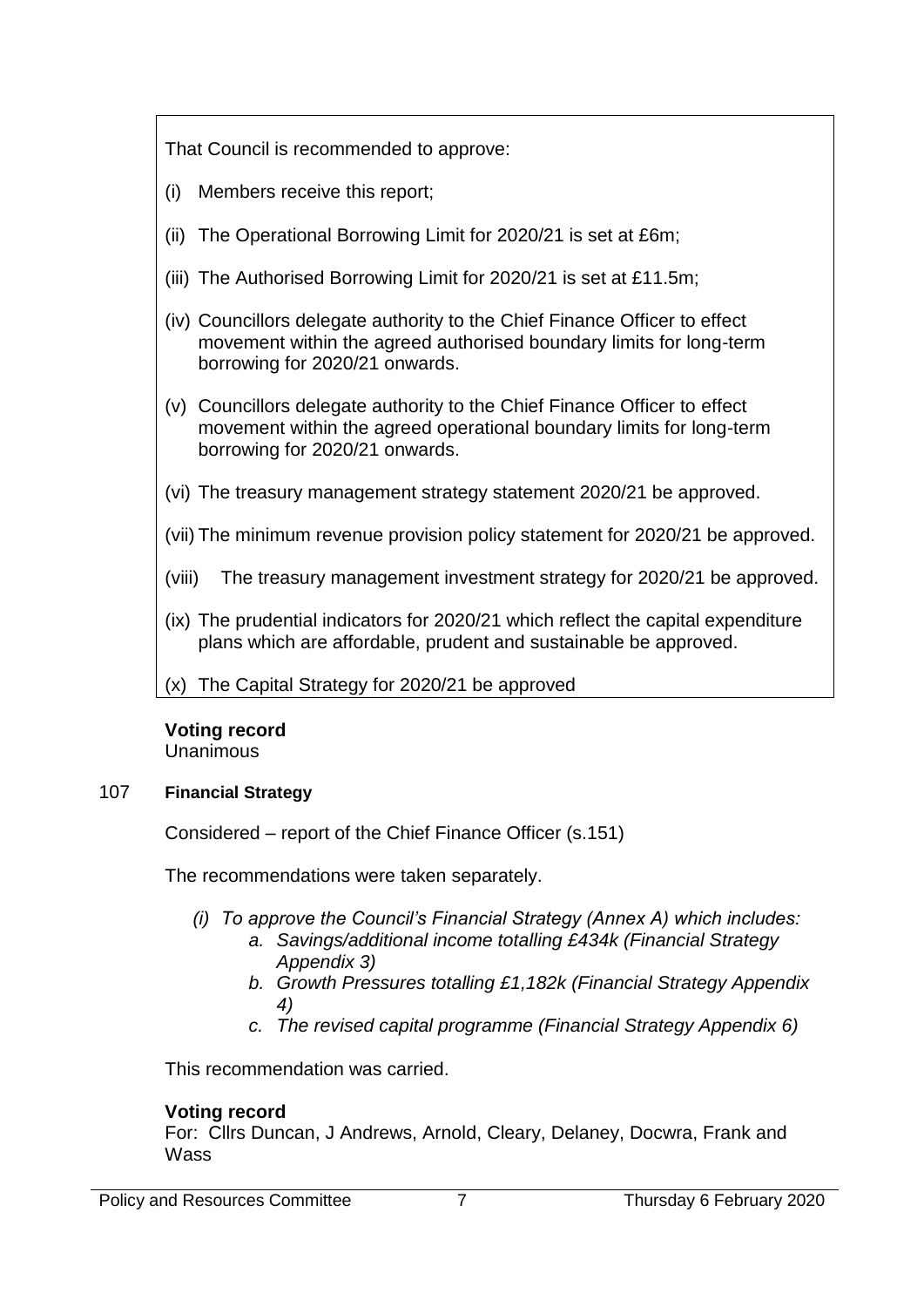That Council is recommended to approve:

(i) Members receive this report;

(ii) The Operational Borrowing Limit for 2020/21 is set at £6m;

(iii) The Authorised Borrowing Limit for 2020/21 is set at £11.5m;

(iv) Councillors delegate authority to the Chief Finance Officer to effect movement within the agreed authorised boundary limits for long-term borrowing for 2020/21 onwards.

(v) Councillors delegate authority to the Chief Finance Officer to effect movement within the agreed operational boundary limits for long-term borrowing for 2020/21 onwards.

(vi) The treasury management strategy statement 2020/21 be approved.

(vii) The minimum revenue provision policy statement for 2020/21 be approved.

(viii) The treasury management investment strategy for 2020/21 be approved.

(ix) The prudential indicators for 2020/21 which reflect the capital expenditure plans which are affordable, prudent and sustainable be approved.

(x) The Capital Strategy for 2020/21 be approved

**Voting record**
Unanimous

### 107 Financial Strategy

Considered – report of the Chief Finance Officer (s.151)

The recommendations were taken separately.

*(i) To approve the Council's Financial Strategy (Annex A) which includes:*
  - *a. Savings/additional income totalling £434k (Financial Strategy Appendix 3)*
  - *b. Growth Pressures totalling £1,182k (Financial Strategy Appendix 4)*
  - *c. The revised capital programme (Financial Strategy Appendix 6)*

This recommendation was carried.

**Voting record**
For: Cllrs Duncan, J Andrews, Arnold, Cleary, Delaney, Docwra, Frank and Wass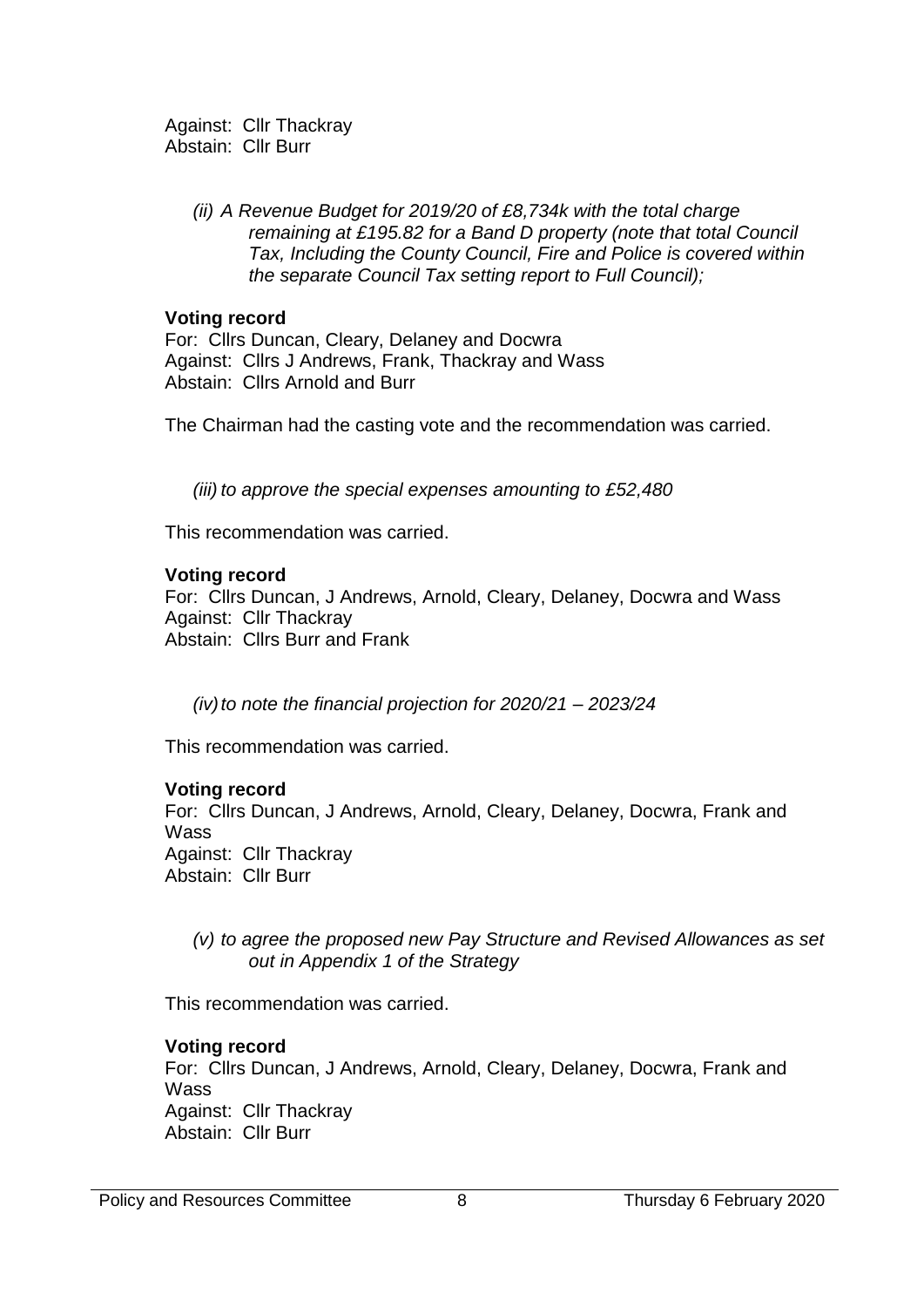Against: Cllr Thackray
Abstain: Cllr Burr

*(ii) A Revenue Budget for 2019/20 of £8,734k with the total charge remaining at £195.82 for a Band D property (note that total Council Tax, Including the County Council, Fire and Police is covered within the separate Council Tax setting report to Full Council);*

**Voting record**
For: Cllrs Duncan, Cleary, Delaney and Docwra
Against: Cllrs J Andrews, Frank, Thackray and Wass
Abstain: Cllrs Arnold and Burr

The Chairman had the casting vote and the recommendation was carried.

*(iii) to approve the special expenses amounting to £52,480*

This recommendation was carried.

**Voting record**
For: Cllrs Duncan, J Andrews, Arnold, Cleary, Delaney, Docwra and Wass
Against: Cllr Thackray
Abstain: Cllrs Burr and Frank

*(iv) to note the financial projection for 2020/21 – 2023/24*

This recommendation was carried.

**Voting record**
For: Cllrs Duncan, J Andrews, Arnold, Cleary, Delaney, Docwra, Frank and Wass
Against: Cllr Thackray
Abstain: Cllr Burr

*(v) to agree the proposed new Pay Structure and Revised Allowances as set out in Appendix 1 of the Strategy*

This recommendation was carried.

**Voting record**
For: Cllrs Duncan, J Andrews, Arnold, Cleary, Delaney, Docwra, Frank and Wass
Against: Cllr Thackray
Abstain: Cllr Burr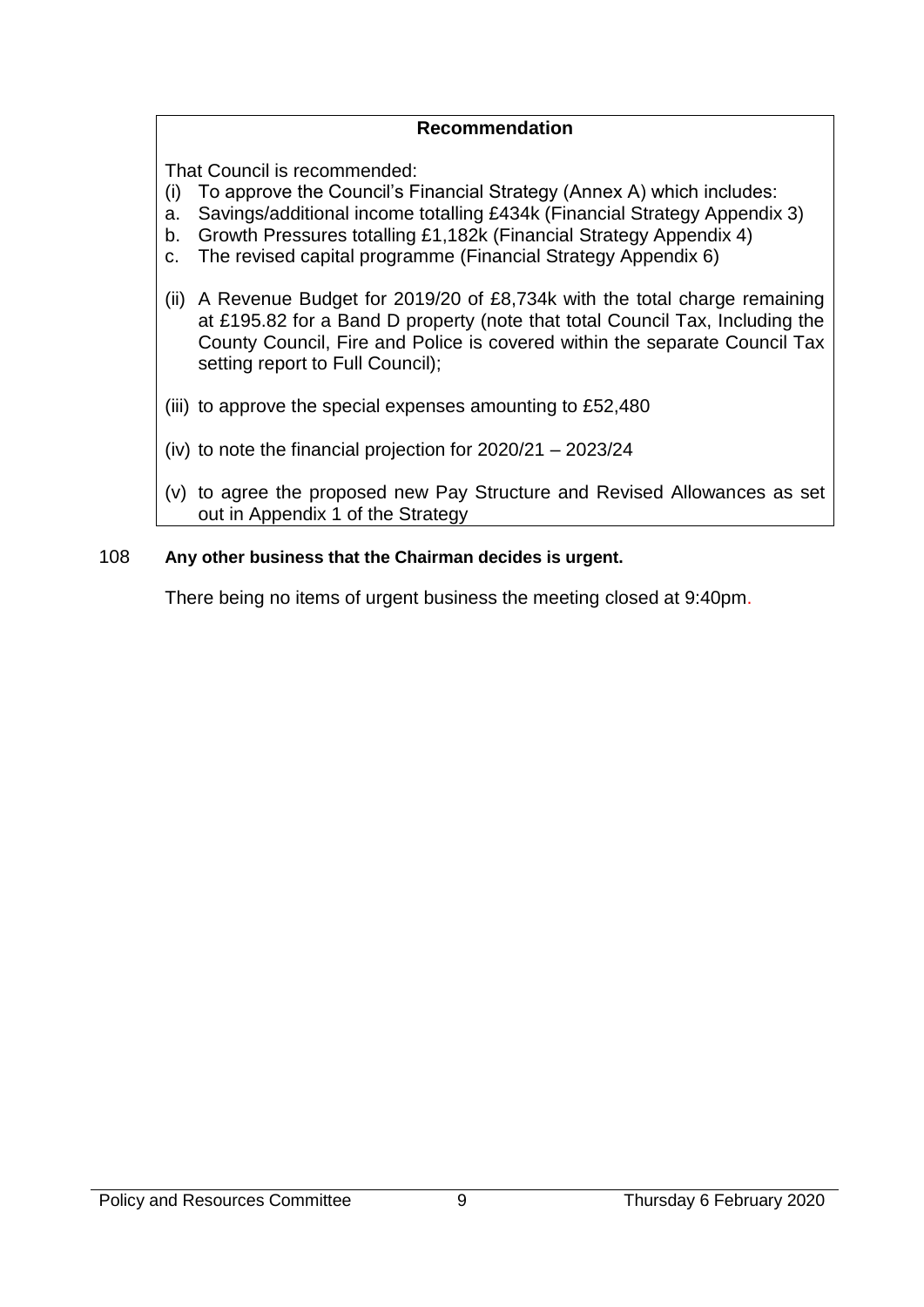**Recommendation**

That Council is recommended:

(i) To approve the Council's Financial Strategy (Annex A) which includes:

a. Savings/additional income totalling £434k (Financial Strategy Appendix 3)
b. Growth Pressures totalling £1,182k (Financial Strategy Appendix 4)
c. The revised capital programme (Financial Strategy Appendix 6)

(ii) A Revenue Budget for 2019/20 of £8,734k with the total charge remaining at £195.82 for a Band D property (note that total Council Tax, Including the County Council, Fire and Police is covered within the separate Council Tax setting report to Full Council);

(iii) to approve the special expenses amounting to £52,480

(iv) to note the financial projection for 2020/21 – 2023/24

(v) to agree the proposed new Pay Structure and Revised Allowances as set out in Appendix 1 of the Strategy

108 **Any other business that the Chairman decides is urgent.**

There being no items of urgent business the meeting closed at 9:40pm.